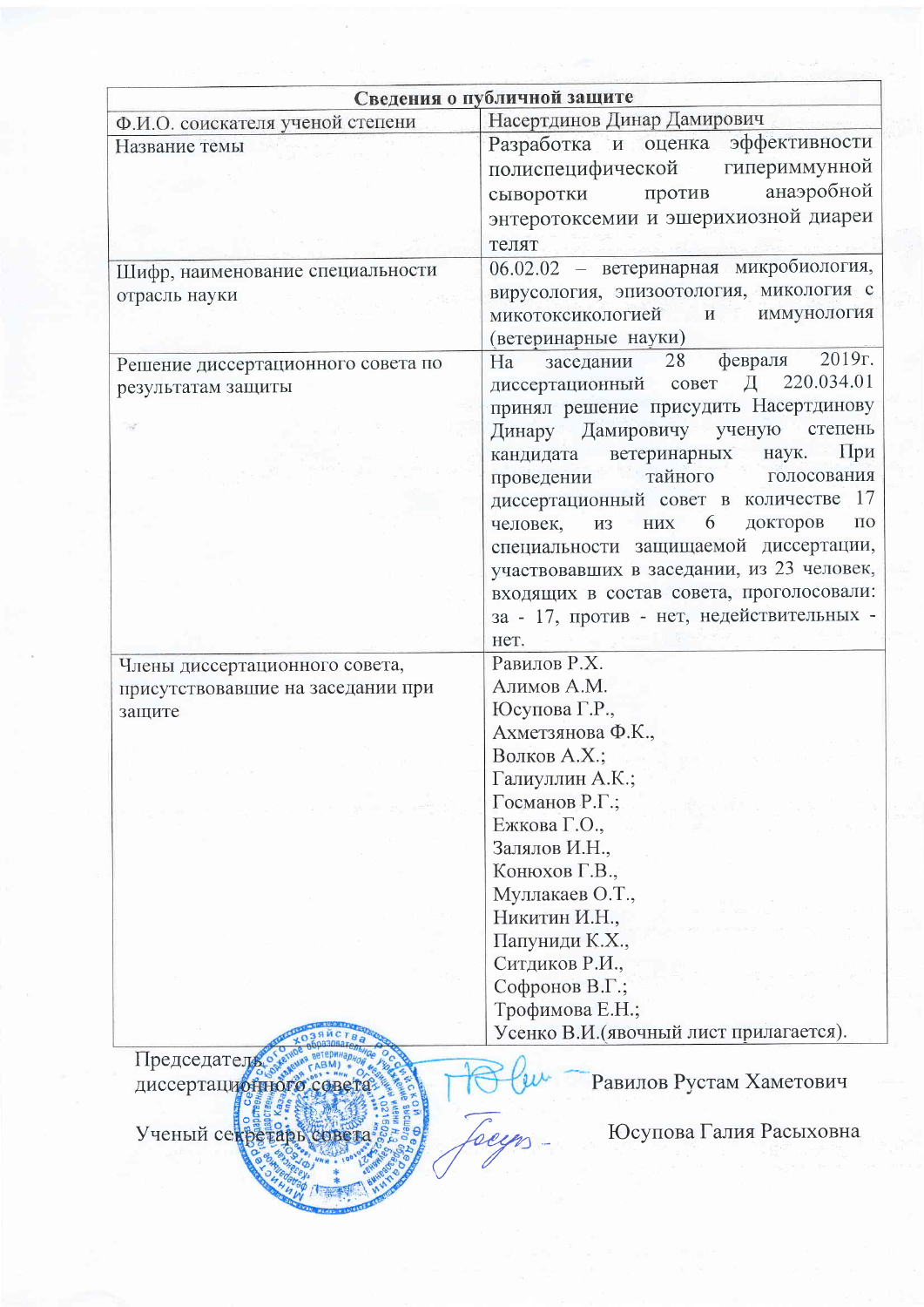| Сведения о публичной защите | |
|---|---|
| Ф.И.О. соискателя ученой степени | Насертдинов Динар Дамирович |
| Название темы | Разработка и оценка эффективности полиспецифической гипериммунной сыворотки против анаэробной энтеротоксемии и эшерихиозной диареи телят |
| Шифр, наименование специальности отрасль науки | 06.02.02 – ветеринарная микробиология, вирусология, эпизоотология, микология с микотоксикологией и иммунология (ветеринарные науки) |
| Решение диссертационного совета по результатам защиты | На заседании 28 февраля 2019г. диссертационный совет Д 220.034.01 принял решение присудить Насертдинову Динару Дамировичу ученую степень кандидата ветеринарных наук. При проведении тайного голосования диссертационный совет в количестве 17 человек, из них 6 докторов по специальности защищаемой диссертации, участвовавших в заседании, из 23 человек, входящих в состав совета, проголосовали: за - 17, против - нет, недействительных - нет. |
| Члены диссертационного совета, присутствовавшие на заседании при защите | Равилов Р.Х.<br>Алимов А.М.<br>Юсупова Г.Р.,<br>Ахметзянова Ф.К.,<br>Волков А.Х.;<br>Галиуллин А.К.;<br>Госманов Р.Г.;<br>Ежкова Г.О.,<br>Залялов И.Н.,<br>Конюхов Г.В.,<br>Муллакаев О.Т.,<br>Никитин И.Н.,<br>Папуниди К.Х.,<br>Ситдиков Р.И.,<br>Софронов В.Г.;<br>Трофимова Е.Н.;<br>Усенко В.И.(явочный лист прилагается). |

Председатель диссертационного совета Равилов Рустам Хаметович

Ученый секретарь совета Юсупова Галия Расыховна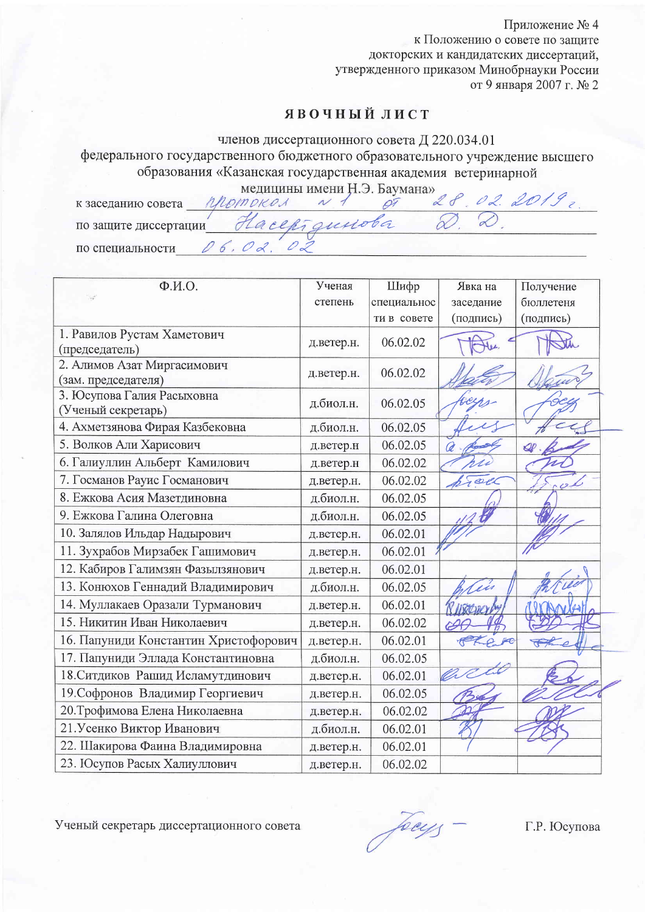Приложение № 4
к Положению о совете по защите
докторских и кандидатских диссертаций,
утвержденного приказом Минобрнауки России
от 9 января 2007 г. № 2

# ЯВОЧНЫЙ ЛИСТ

членов диссертационного совета Д 220.034.01
федерального государственного бюджетного образовательного учреждение высшего образования «Казанская государственная академия ветеринарной медицины имени Н.Э. Баумана»

к заседанию совета протокол № 1 от 28.02.2019 г.

по защите диссертации Насертдинова Д. Д.

по специальности 06.02.02

| Ф.И.О. | Ученая степень | Шифр специальности в совете | Явка на заседание (подпись) | Получение бюллетеня (подпись) |
|---|---|---|---|---|
| 1. Равилов Рустам Хаметович (председатель) | д.ветер.н. | 06.02.02 | *подпись* | *подпись* |
| 2. Алимов Азат Миргасимович (зам. председателя) | д.ветер.н. | 06.02.02 | *подпись* | *подпись* |
| 3. Юсупова Галия Расыховна (Ученый секретарь) | д.биол.н. | 06.02.05 | *подпись* | *подпись* |
| 4. Ахметзянова Фирая Казбековна | д.биол.н. | 06.02.05 | *подпись* | *подпись* |
| 5. Волков Али Харисович | д.ветер.н | 06.02.05 | *подпись* | *подпись* |
| 6. Галиуллин Альберт Камилович | д.ветер.н | 06.02.02 | *подпись* | *подпись* |
| 7. Госманов Раусе Госманович | д.ветер.н. | 06.02.02 | *подпись* | *подпись* |
| 8. Ежкова Асия Мазетдиновна | д.биол.н. | 06.02.05 | | |
| 9. Ежкова Галина Олеговна | д.биол.н. | 06.02.05 | *подпись* | *подпись* |
| 10. Залялов Ильдар Надырович | д.ветер.н. | 06.02.01 | *подпись* | *подпись* |
| 11. Зухрабов Мирзабек Гашимович | д.ветер.н. | 06.02.01 | | |
| 12. Кабиров Галимзян Фазылзянович | д.ветер.н. | 06.02.01 | | |
| 13. Конюхов Геннадий Владимирович | д.биол.н. | 06.02.05 | *подпись* | *подпись* |
| 14. Муллакаев Оразали Турманович | д.ветер.н. | 06.02.01 | *подпись* | *подпись* |
| 15. Никитин Иван Николаевич | д.ветер.н. | 06.02.02 | *подпись* | *подпись* |
| 16. Папуниди Константин Христофорович | д.ветер.н. | 06.02.01 | *подпись* | *подпись* |
| 17. Папуниди Эллада Константиновна | д.биол.н. | 06.02.05 | | |
| 18.Ситдиков Рашид Исламутдинович | д.ветер.н. | 06.02.01 | *подпись* | *подпись* |
| 19.Софронов Владимир Георгиевич | д.ветер.н. | 06.02.05 | *подпись* | *подпись* |
| 20.Трофимова Елена Николаевна | д.ветер.н. | 06.02.02 | *подпись* | *подпись* |
| 21.Усенко Виктор Иванович | д.биол.н. | 06.02.01 | *подпись* | *подпись* |
| 22. Шакирова Фаина Владимировна | д.ветер.н. | 06.02.01 | | |
| 23. Юсупов Расых Халиуллович | д.ветер.н. | 06.02.02 | | |

Ученый секретарь диссертационного совета *подпись* Г.Р. Юсупова